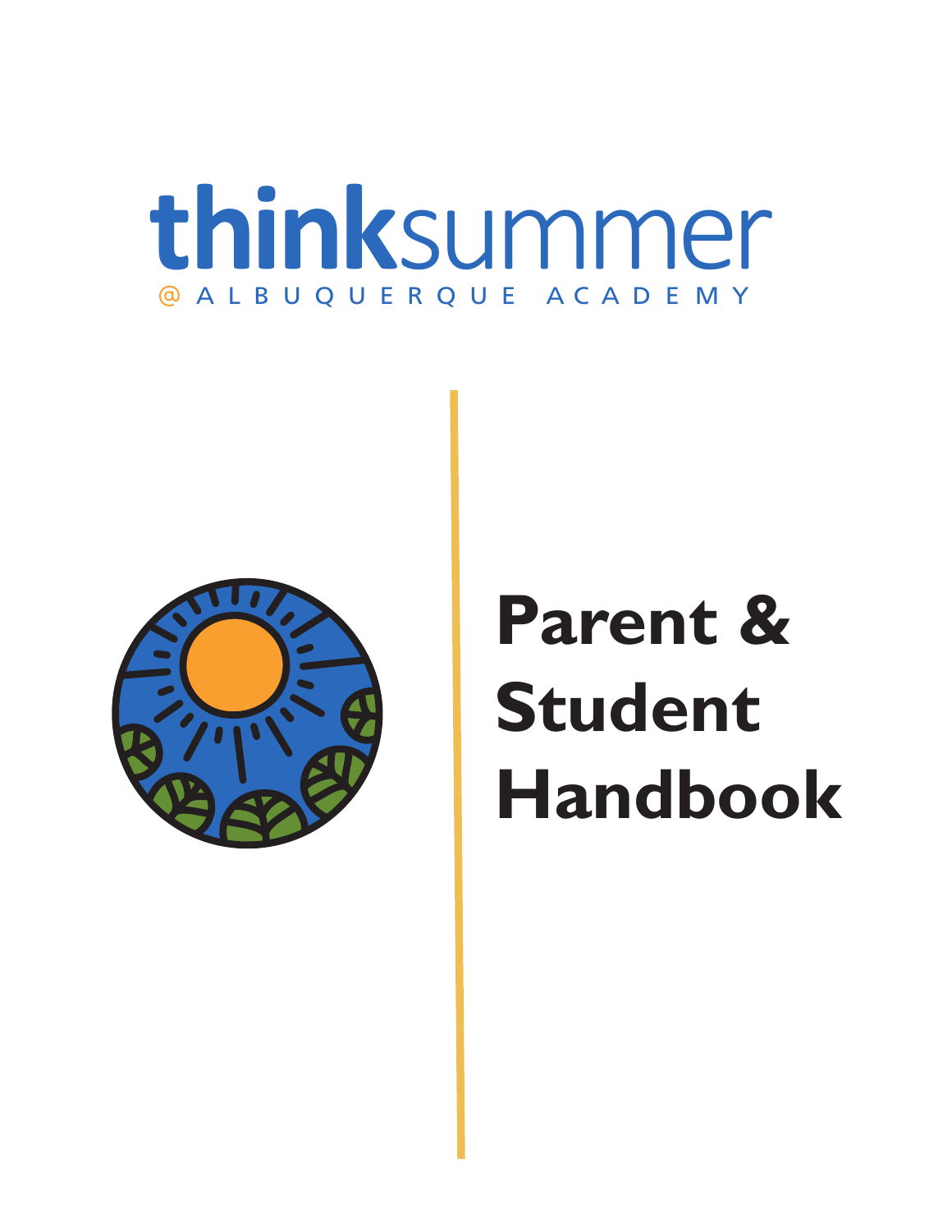# thinksummer

@ ALBUQUERQUE ACADEMY

# Parent & Student Handbook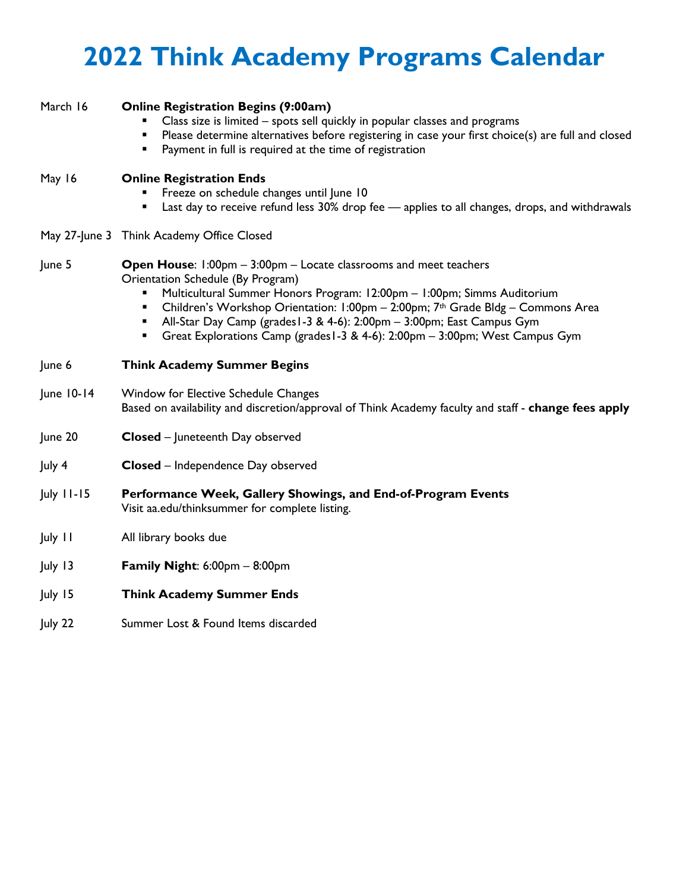# 2022 Think Academy Programs Calendar

March 16 — **Online Registration Begins (9:00am)**

- Class size is limited – spots sell quickly in popular classes and programs
- Please determine alternatives before registering in case your first choice(s) are full and closed
- Payment in full is required at the time of registration

May 16 — **Online Registration Ends**

- Freeze on schedule changes until June 10
- Last day to receive refund less 30% drop fee — applies to all changes, drops, and withdrawals

May 27-June 3 — Think Academy Office Closed

June 5 — **Open House**: 1:00pm – 3:00pm – Locate classrooms and meet teachers
Orientation Schedule (By Program)

- Multicultural Summer Honors Program: 12:00pm – 1:00pm; Simms Auditorium
- Children's Workshop Orientation: 1:00pm – 2:00pm; 7th Grade Bldg – Commons Area
- All-Star Day Camp (grades1-3 & 4-6): 2:00pm – 3:00pm; East Campus Gym
- Great Explorations Camp (grades1-3 & 4-6): 2:00pm – 3:00pm; West Campus Gym

June 6 — **Think Academy Summer Begins**

June 10-14 — Window for Elective Schedule Changes
Based on availability and discretion/approval of Think Academy faculty and staff - **change fees apply**

June 20 — **Closed** – Juneteenth Day observed

July 4 — **Closed** – Independence Day observed

July 11-15 — **Performance Week, Gallery Showings, and End-of-Program Events**
Visit aa.edu/thinksummer for complete listing.

July 11 — All library books due

July 13 — **Family Night**: 6:00pm – 8:00pm

July 15 — **Think Academy Summer Ends**

July 22 — Summer Lost & Found Items discarded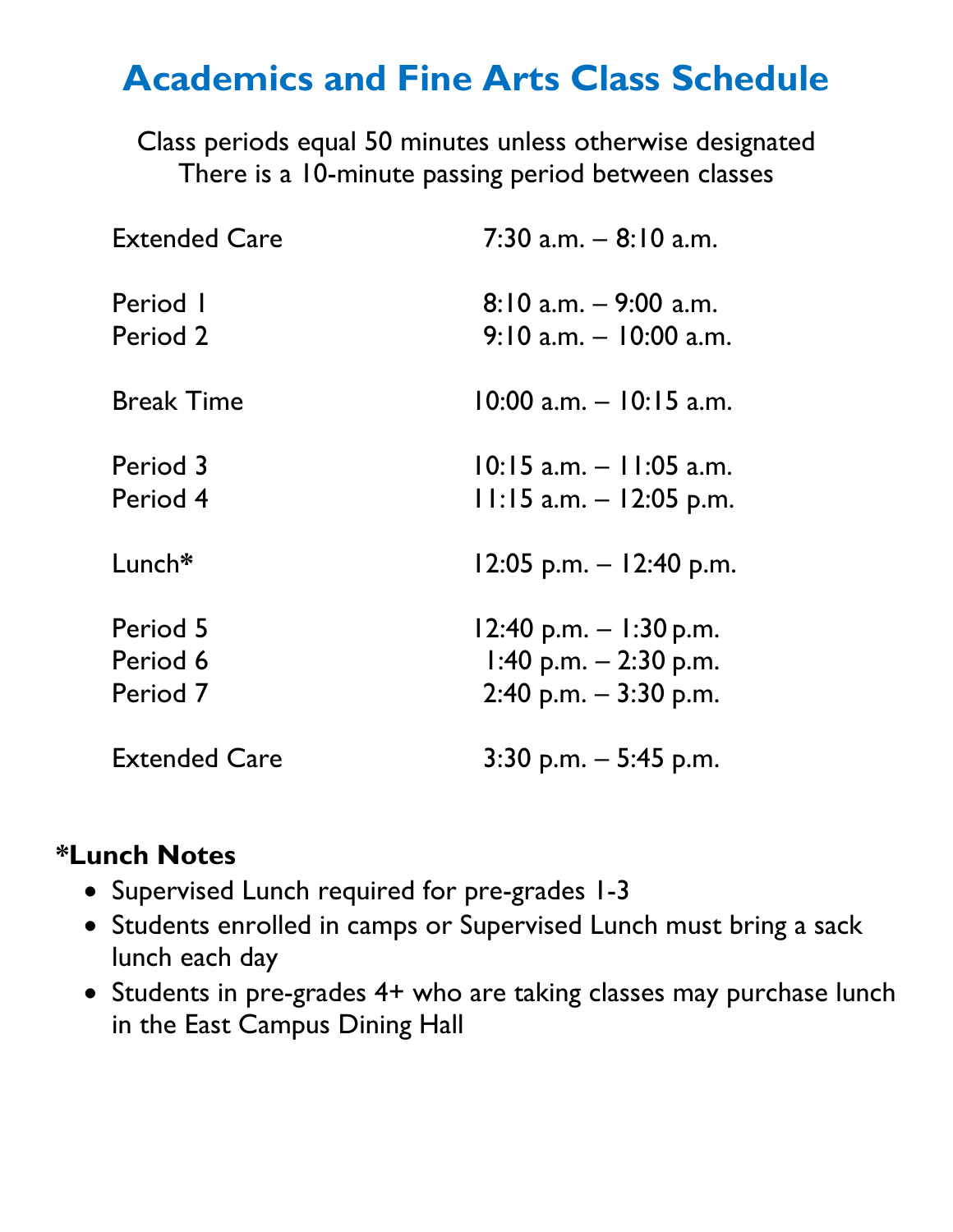# Academics and Fine Arts Class Schedule

Class periods equal 50 minutes unless otherwise designated
There is a 10-minute passing period between classes

| | |
|---|---|
| Extended Care | 7:30 a.m. – 8:10 a.m. |
| Period 1 | 8:10 a.m. – 9:00 a.m. |
| Period 2 | 9:10 a.m. – 10:00 a.m. |
| Break Time | 10:00 a.m. – 10:15 a.m. |
| Period 3 | 10:15 a.m. – 11:05 a.m. |
| Period 4 | 11:15 a.m. – 12:05 p.m. |
| Lunch* | 12:05 p.m. – 12:40 p.m. |
| Period 5 | 12:40 p.m. – 1:30 p.m. |
| Period 6 | 1:40 p.m. – 2:30 p.m. |
| Period 7 | 2:40 p.m. – 3:30 p.m. |
| Extended Care | 3:30 p.m. – 5:45 p.m. |

## *Lunch Notes

- Supervised Lunch required for pre-grades 1-3
- Students enrolled in camps or Supervised Lunch must bring a sack lunch each day
- Students in pre-grades 4+ who are taking classes may purchase lunch in the East Campus Dining Hall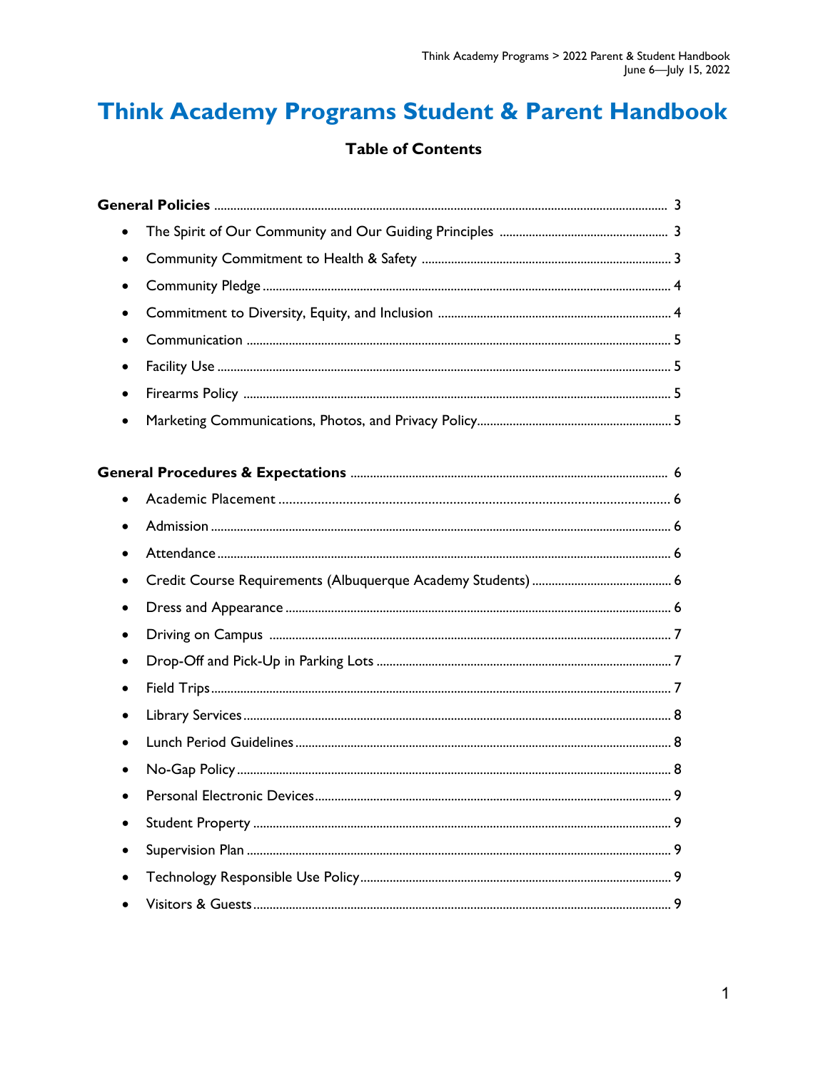# Think Academy Programs Student & Parent Handbook

## Table of Contents

**General Policies** .......... 3

- The Spirit of Our Community and Our Guiding Principles .......... 3
- Community Commitment to Health & Safety .......... 3
- Community Pledge .......... 4
- Commitment to Diversity, Equity, and Inclusion .......... 4
- Communication .......... 5
- Facility Use .......... 5
- Firearms Policy .......... 5
- Marketing Communications, Photos, and Privacy Policy .......... 5

**General Procedures & Expectations** .......... 6

- Academic Placement .......... 6
- Admission .......... 6
- Attendance .......... 6
- Credit Course Requirements (Albuquerque Academy Students) .......... 6
- Dress and Appearance .......... 6
- Driving on Campus .......... 7
- Drop-Off and Pick-Up in Parking Lots .......... 7
- Field Trips .......... 7
- Library Services .......... 8
- Lunch Period Guidelines .......... 8
- No-Gap Policy .......... 8
- Personal Electronic Devices .......... 9
- Student Property .......... 9
- Supervision Plan .......... 9
- Technology Responsible Use Policy .......... 9
- Visitors & Guests .......... 9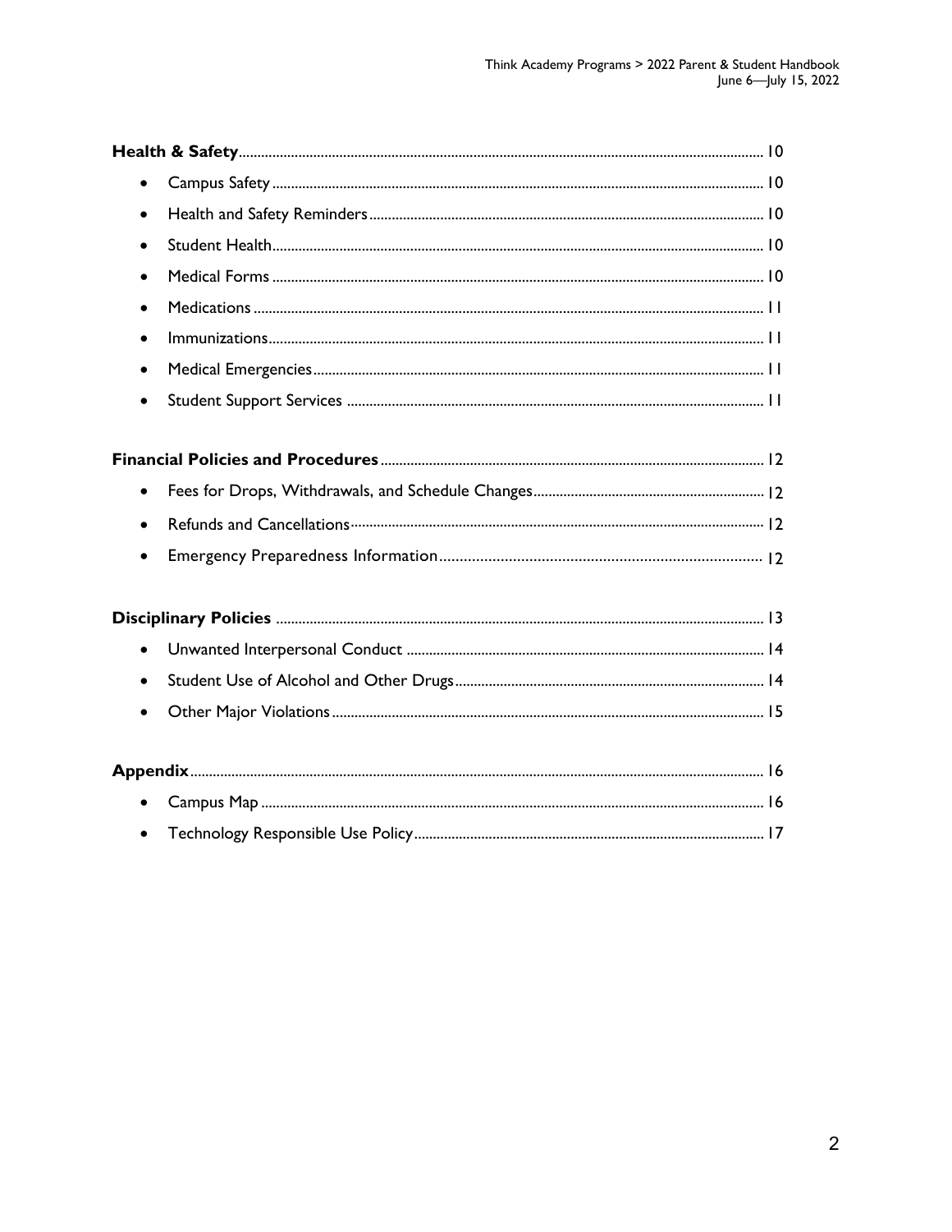**Health & Safety** .......... 10

- Campus Safety .......... 10
- Health and Safety Reminders .......... 10
- Student Health .......... 10
- Medical Forms .......... 10
- Medications .......... 11
- Immunizations .......... 11
- Medical Emergencies .......... 11
- Student Support Services .......... 11

**Financial Policies and Procedures** .......... 12

- Fees for Drops, Withdrawals, and Schedule Changes .......... 12
- Refunds and Cancellations .......... 12
- Emergency Preparedness Information .......... 12

**Disciplinary Policies** .......... 13

- Unwanted Interpersonal Conduct .......... 14
- Student Use of Alcohol and Other Drugs .......... 14
- Other Major Violations .......... 15

**Appendix** .......... 16

- Campus Map .......... 16
- Technology Responsible Use Policy .......... 17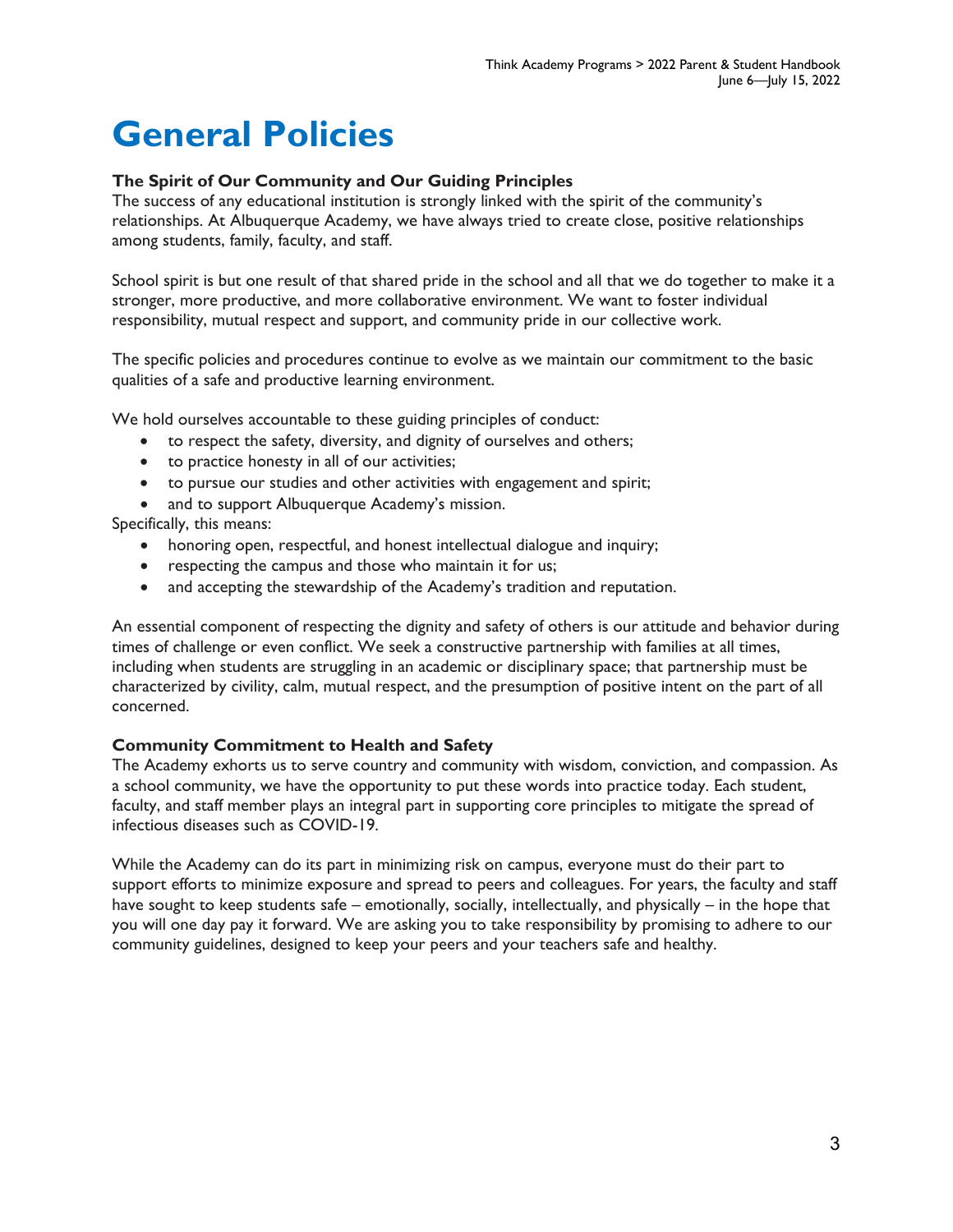# General Policies

### The Spirit of Our Community and Our Guiding Principles

The success of any educational institution is strongly linked with the spirit of the community's relationships. At Albuquerque Academy, we have always tried to create close, positive relationships among students, family, faculty, and staff.

School spirit is but one result of that shared pride in the school and all that we do together to make it a stronger, more productive, and more collaborative environment. We want to foster individual responsibility, mutual respect and support, and community pride in our collective work.

The specific policies and procedures continue to evolve as we maintain our commitment to the basic qualities of a safe and productive learning environment.

We hold ourselves accountable to these guiding principles of conduct:

- to respect the safety, diversity, and dignity of ourselves and others;
- to practice honesty in all of our activities;
- to pursue our studies and other activities with engagement and spirit;
- and to support Albuquerque Academy's mission.

Specifically, this means:

- honoring open, respectful, and honest intellectual dialogue and inquiry;
- respecting the campus and those who maintain it for us;
- and accepting the stewardship of the Academy's tradition and reputation.

An essential component of respecting the dignity and safety of others is our attitude and behavior during times of challenge or even conflict. We seek a constructive partnership with families at all times, including when students are struggling in an academic or disciplinary space; that partnership must be characterized by civility, calm, mutual respect, and the presumption of positive intent on the part of all concerned.

### Community Commitment to Health and Safety

The Academy exhorts us to serve country and community with wisdom, conviction, and compassion. As a school community, we have the opportunity to put these words into practice today. Each student, faculty, and staff member plays an integral part in supporting core principles to mitigate the spread of infectious diseases such as COVID-19.

While the Academy can do its part in minimizing risk on campus, everyone must do their part to support efforts to minimize exposure and spread to peers and colleagues. For years, the faculty and staff have sought to keep students safe – emotionally, socially, intellectually, and physically – in the hope that you will one day pay it forward. We are asking you to take responsibility by promising to adhere to our community guidelines, designed to keep your peers and your teachers safe and healthy.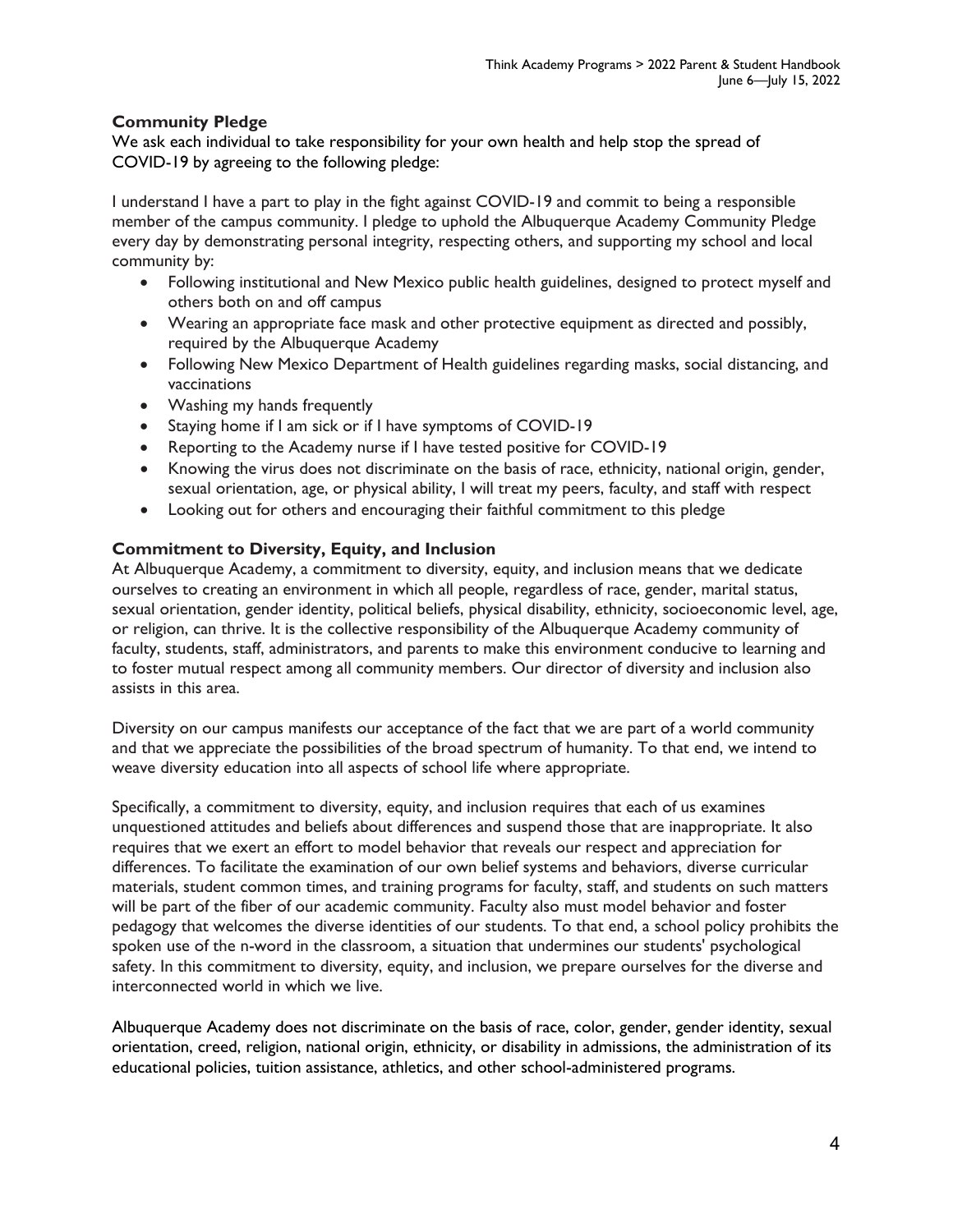## Community Pledge

We ask each individual to take responsibility for your own health and help stop the spread of COVID-19 by agreeing to the following pledge:

I understand I have a part to play in the fight against COVID-19 and commit to being a responsible member of the campus community. I pledge to uphold the Albuquerque Academy Community Pledge every day by demonstrating personal integrity, respecting others, and supporting my school and local community by:

- Following institutional and New Mexico public health guidelines, designed to protect myself and others both on and off campus
- Wearing an appropriate face mask and other protective equipment as directed and possibly, required by the Albuquerque Academy
- Following New Mexico Department of Health guidelines regarding masks, social distancing, and vaccinations
- Washing my hands frequently
- Staying home if I am sick or if I have symptoms of COVID-19
- Reporting to the Academy nurse if I have tested positive for COVID-19
- Knowing the virus does not discriminate on the basis of race, ethnicity, national origin, gender, sexual orientation, age, or physical ability, I will treat my peers, faculty, and staff with respect
- Looking out for others and encouraging their faithful commitment to this pledge

## Commitment to Diversity, Equity, and Inclusion

At Albuquerque Academy, a commitment to diversity, equity, and inclusion means that we dedicate ourselves to creating an environment in which all people, regardless of race, gender, marital status, sexual orientation, gender identity, political beliefs, physical disability, ethnicity, socioeconomic level, age, or religion, can thrive. It is the collective responsibility of the Albuquerque Academy community of faculty, students, staff, administrators, and parents to make this environment conducive to learning and to foster mutual respect among all community members. Our director of diversity and inclusion also assists in this area.

Diversity on our campus manifests our acceptance of the fact that we are part of a world community and that we appreciate the possibilities of the broad spectrum of humanity. To that end, we intend to weave diversity education into all aspects of school life where appropriate.

Specifically, a commitment to diversity, equity, and inclusion requires that each of us examines unquestioned attitudes and beliefs about differences and suspend those that are inappropriate. It also requires that we exert an effort to model behavior that reveals our respect and appreciation for differences. To facilitate the examination of our own belief systems and behaviors, diverse curricular materials, student common times, and training programs for faculty, staff, and students on such matters will be part of the fiber of our academic community. Faculty also must model behavior and foster pedagogy that welcomes the diverse identities of our students. To that end, a school policy prohibits the spoken use of the n-word in the classroom, a situation that undermines our students' psychological safety. In this commitment to diversity, equity, and inclusion, we prepare ourselves for the diverse and interconnected world in which we live.

Albuquerque Academy does not discriminate on the basis of race, color, gender, gender identity, sexual orientation, creed, religion, national origin, ethnicity, or disability in admissions, the administration of its educational policies, tuition assistance, athletics, and other school-administered programs.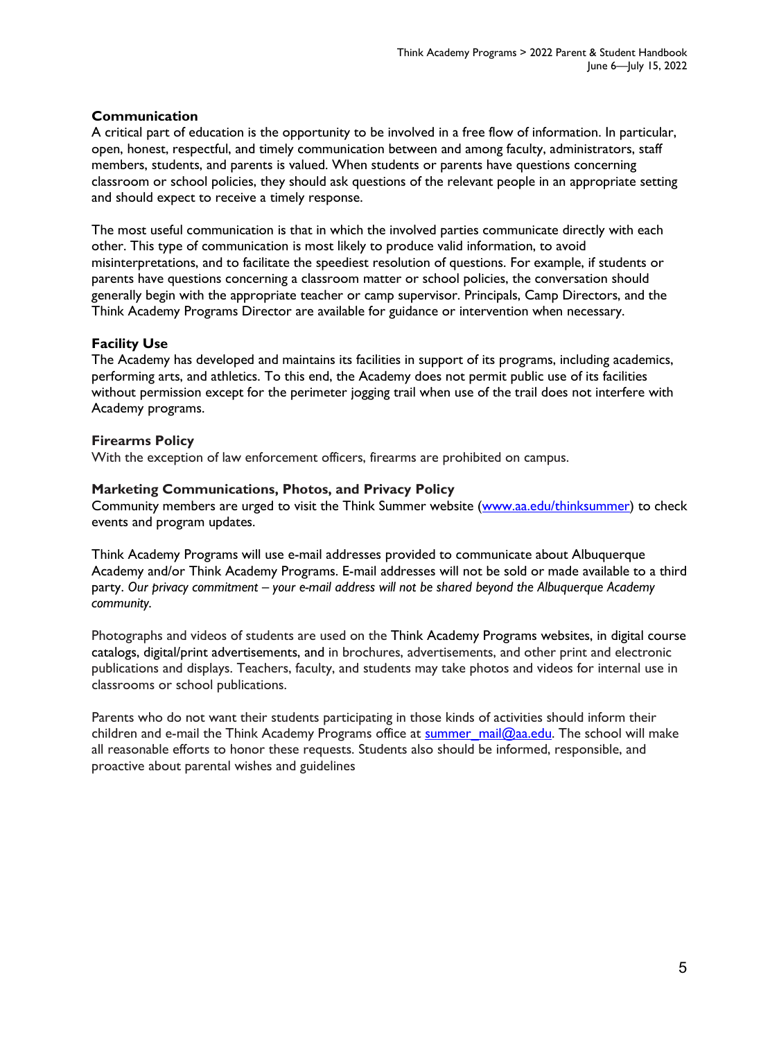## Communication

A critical part of education is the opportunity to be involved in a free flow of information. In particular, open, honest, respectful, and timely communication between and among faculty, administrators, staff members, students, and parents is valued. When students or parents have questions concerning classroom or school policies, they should ask questions of the relevant people in an appropriate setting and should expect to receive a timely response.

The most useful communication is that in which the involved parties communicate directly with each other. This type of communication is most likely to produce valid information, to avoid misinterpretations, and to facilitate the speediest resolution of questions. For example, if students or parents have questions concerning a classroom matter or school policies, the conversation should generally begin with the appropriate teacher or camp supervisor. Principals, Camp Directors, and the Think Academy Programs Director are available for guidance or intervention when necessary.

## Facility Use

The Academy has developed and maintains its facilities in support of its programs, including academics, performing arts, and athletics. To this end, the Academy does not permit public use of its facilities without permission except for the perimeter jogging trail when use of the trail does not interfere with Academy programs.

## Firearms Policy

With the exception of law enforcement officers, firearms are prohibited on campus.

## Marketing Communications, Photos, and Privacy Policy

Community members are urged to visit the Think Summer website (www.aa.edu/thinksummer) to check events and program updates.

Think Academy Programs will use e-mail addresses provided to communicate about Albuquerque Academy and/or Think Academy Programs. E-mail addresses will not be sold or made available to a third party. *Our privacy commitment – your e-mail address will not be shared beyond the Albuquerque Academy community.*

Photographs and videos of students are used on the Think Academy Programs websites, in digital course catalogs, digital/print advertisements, and in brochures, advertisements, and other print and electronic publications and displays. Teachers, faculty, and students may take photos and videos for internal use in classrooms or school publications.

Parents who do not want their students participating in those kinds of activities should inform their children and e-mail the Think Academy Programs office at summer_mail@aa.edu. The school will make all reasonable efforts to honor these requests. Students also should be informed, responsible, and proactive about parental wishes and guidelines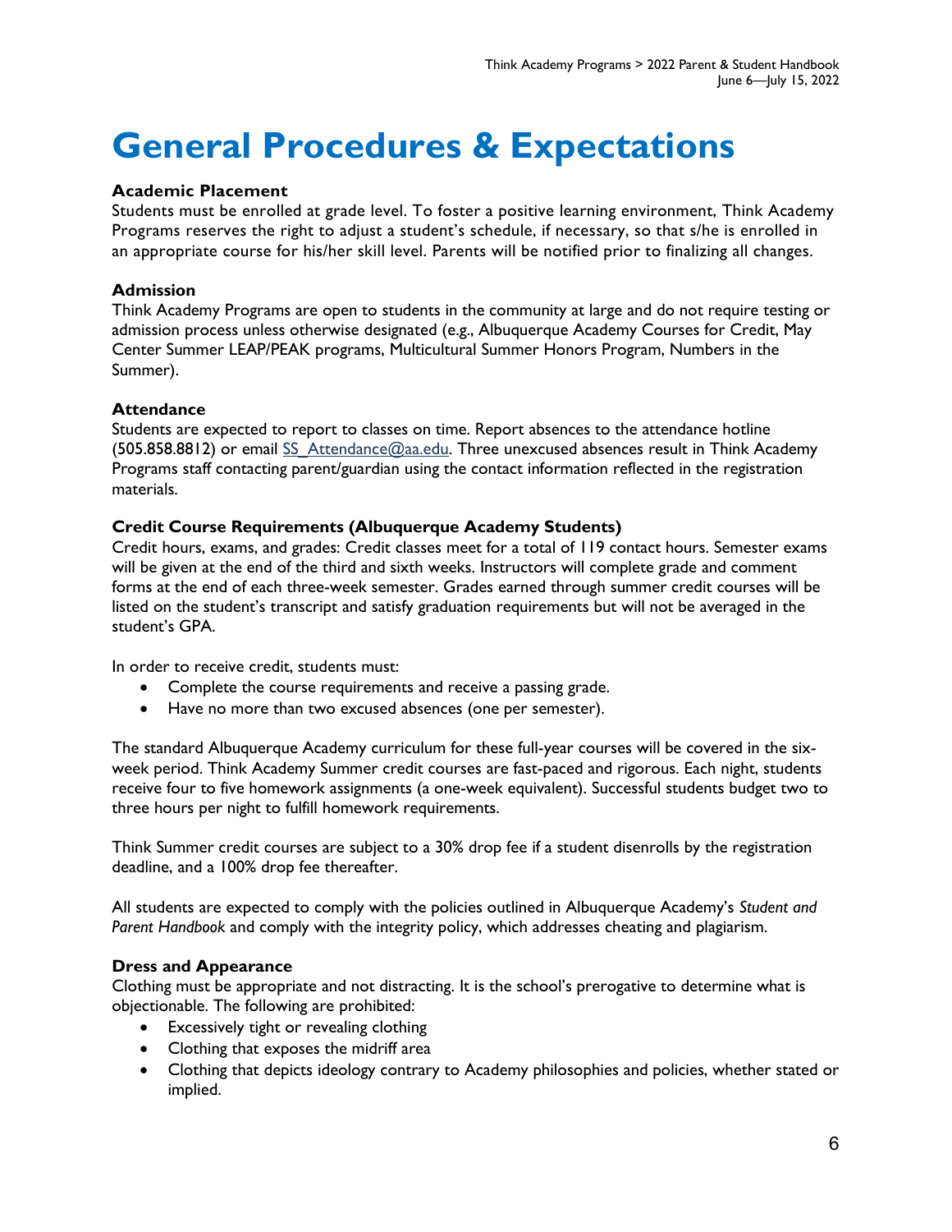# General Procedures & Expectations

### Academic Placement

Students must be enrolled at grade level. To foster a positive learning environment, Think Academy Programs reserves the right to adjust a student's schedule, if necessary, so that s/he is enrolled in an appropriate course for his/her skill level. Parents will be notified prior to finalizing all changes.

### Admission

Think Academy Programs are open to students in the community at large and do not require testing or admission process unless otherwise designated (e.g., Albuquerque Academy Courses for Credit, May Center Summer LEAP/PEAK programs, Multicultural Summer Honors Program, Numbers in the Summer).

### Attendance

Students are expected to report to classes on time. Report absences to the attendance hotline (505.858.8812) or email SS_Attendance@aa.edu. Three unexcused absences result in Think Academy Programs staff contacting parent/guardian using the contact information reflected in the registration materials.

### Credit Course Requirements (Albuquerque Academy Students)

Credit hours, exams, and grades: Credit classes meet for a total of 119 contact hours. Semester exams will be given at the end of the third and sixth weeks. Instructors will complete grade and comment forms at the end of each three-week semester. Grades earned through summer credit courses will be listed on the student's transcript and satisfy graduation requirements but will not be averaged in the student's GPA.

In order to receive credit, students must:

- Complete the course requirements and receive a passing grade.
- Have no more than two excused absences (one per semester).

The standard Albuquerque Academy curriculum for these full-year courses will be covered in the six-week period. Think Academy Summer credit courses are fast-paced and rigorous. Each night, students receive four to five homework assignments (a one-week equivalent). Successful students budget two to three hours per night to fulfill homework requirements.

Think Summer credit courses are subject to a 30% drop fee if a student disenrolls by the registration deadline, and a 100% drop fee thereafter.

All students are expected to comply with the policies outlined in Albuquerque Academy's *Student and Parent Handbook* and comply with the integrity policy, which addresses cheating and plagiarism.

### Dress and Appearance

Clothing must be appropriate and not distracting. It is the school's prerogative to determine what is objectionable. The following are prohibited:

- Excessively tight or revealing clothing
- Clothing that exposes the midriff area
- Clothing that depicts ideology contrary to Academy philosophies and policies, whether stated or implied.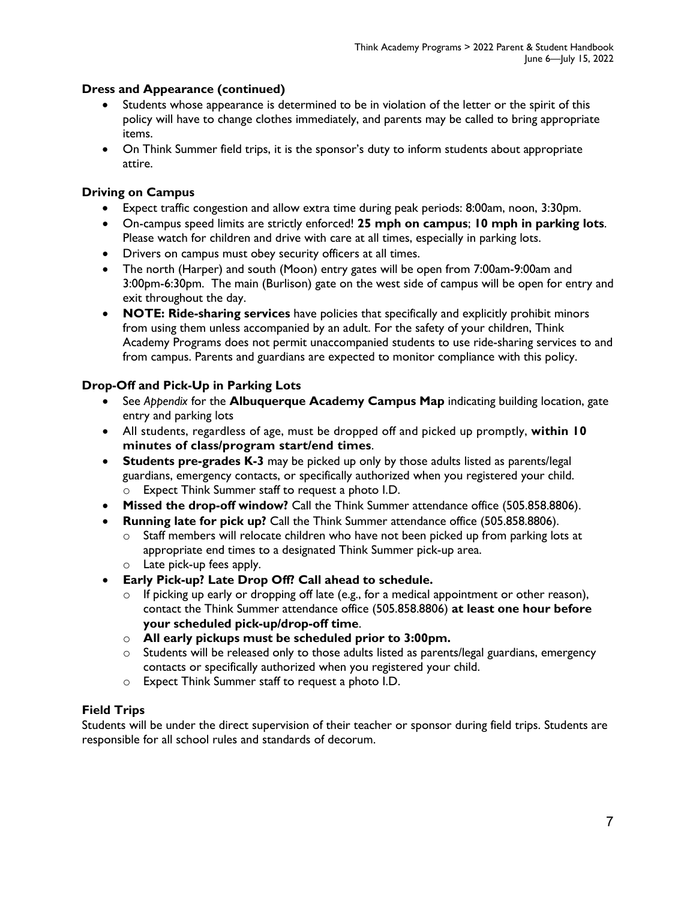### Dress and Appearance (continued)

- Students whose appearance is determined to be in violation of the letter or the spirit of this policy will have to change clothes immediately, and parents may be called to bring appropriate items.
- On Think Summer field trips, it is the sponsor's duty to inform students about appropriate attire.

### Driving on Campus

- Expect traffic congestion and allow extra time during peak periods: 8:00am, noon, 3:30pm.
- On-campus speed limits are strictly enforced! **25 mph on campus**; **10 mph in parking lots**. Please watch for children and drive with care at all times, especially in parking lots.
- Drivers on campus must obey security officers at all times.
- The north (Harper) and south (Moon) entry gates will be open from 7:00am-9:00am and 3:00pm-6:30pm. The main (Burlison) gate on the west side of campus will be open for entry and exit throughout the day.
- **NOTE: Ride-sharing services** have policies that specifically and explicitly prohibit minors from using them unless accompanied by an adult. For the safety of your children, Think Academy Programs does not permit unaccompanied students to use ride-sharing services to and from campus. Parents and guardians are expected to monitor compliance with this policy.

### Drop-Off and Pick-Up in Parking Lots

- See *Appendix* for the **Albuquerque Academy Campus Map** indicating building location, gate entry and parking lots
- All students, regardless of age, must be dropped off and picked up promptly, **within 10 minutes of class/program start/end times**.
- **Students pre-grades K-3** may be picked up only by those adults listed as parents/legal guardians, emergency contacts, or specifically authorized when you registered your child.
  - Expect Think Summer staff to request a photo I.D.
- **Missed the drop-off window?** Call the Think Summer attendance office (505.858.8806).
- **Running late for pick up?** Call the Think Summer attendance office (505.858.8806).
  - Staff members will relocate children who have not been picked up from parking lots at appropriate end times to a designated Think Summer pick-up area.
  - Late pick-up fees apply.
- **Early Pick-up? Late Drop Off? Call ahead to schedule.**
  - If picking up early or dropping off late (e.g., for a medical appointment or other reason), contact the Think Summer attendance office (505.858.8806) **at least one hour before your scheduled pick-up/drop-off time**.
  - **All early pickups must be scheduled prior to 3:00pm.**
  - Students will be released only to those adults listed as parents/legal guardians, emergency contacts or specifically authorized when you registered your child.
  - Expect Think Summer staff to request a photo I.D.

### Field Trips

Students will be under the direct supervision of their teacher or sponsor during field trips. Students are responsible for all school rules and standards of decorum.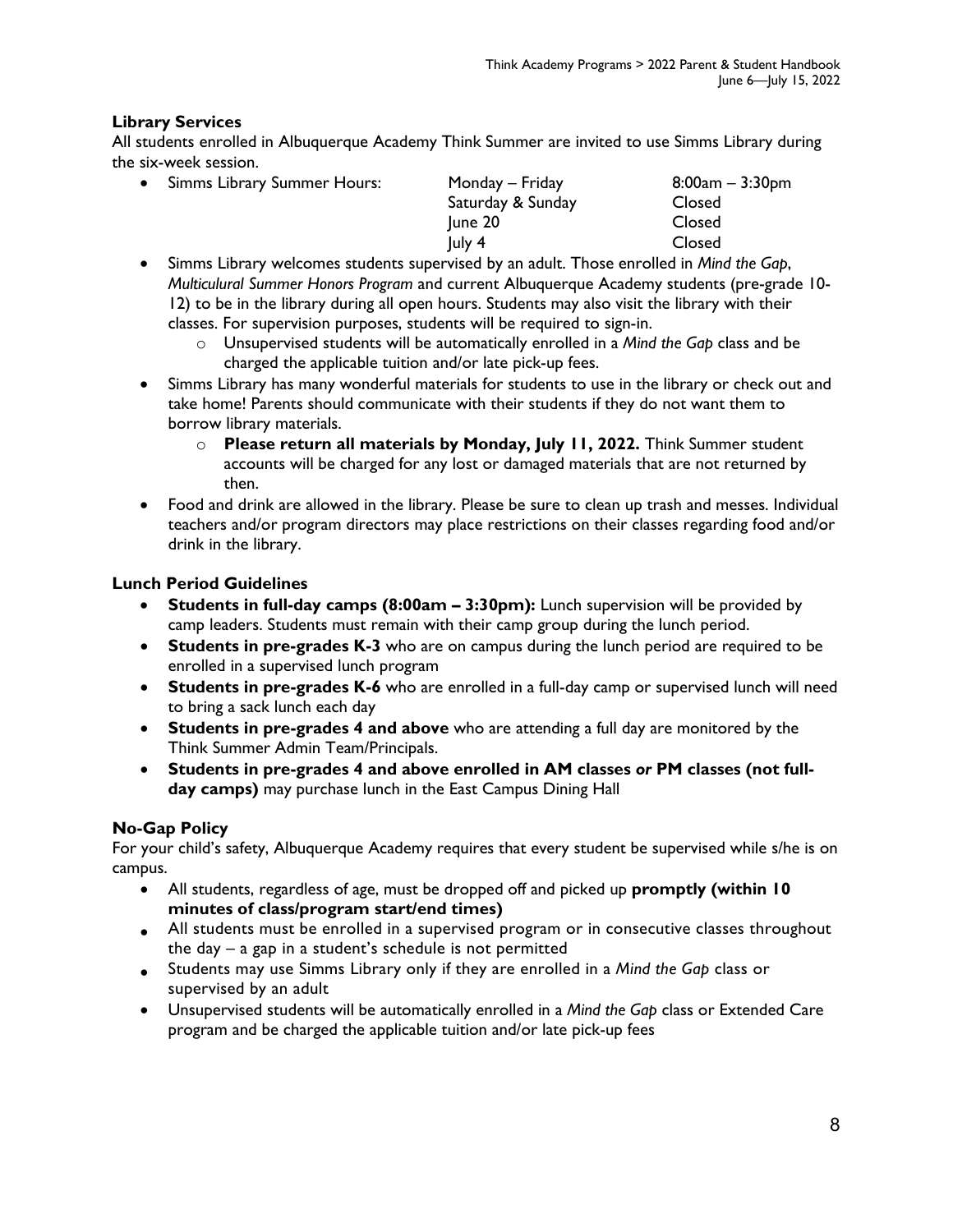## Library Services

All students enrolled in Albuquerque Academy Think Summer are invited to use Simms Library during the six-week session.

- Simms Library Summer Hours:

| | |
|---|---|
| Monday – Friday | 8:00am – 3:30pm |
| Saturday & Sunday | Closed |
| June 20 | Closed |
| July 4 | Closed |

- Simms Library welcomes students supervised by an adult. Those enrolled in *Mind the Gap*, *Multiculural Summer Honors Program* and current Albuquerque Academy students (pre-grade 10-12) to be in the library during all open hours. Students may also visit the library with their classes. For supervision purposes, students will be required to sign-in.
  - Unsupervised students will be automatically enrolled in a *Mind the Gap* class and be charged the applicable tuition and/or late pick-up fees.
- Simms Library has many wonderful materials for students to use in the library or check out and take home! Parents should communicate with their students if they do not want them to borrow library materials.
  - **Please return all materials by Monday, July 11, 2022.** Think Summer student accounts will be charged for any lost or damaged materials that are not returned by then.
- Food and drink are allowed in the library. Please be sure to clean up trash and messes. Individual teachers and/or program directors may place restrictions on their classes regarding food and/or drink in the library.

## Lunch Period Guidelines

- **Students in full-day camps (8:00am – 3:30pm):** Lunch supervision will be provided by camp leaders. Students must remain with their camp group during the lunch period.
- **Students in pre-grades K-3** who are on campus during the lunch period are required to be enrolled in a supervised lunch program
- **Students in pre-grades K-6** who are enrolled in a full-day camp or supervised lunch will need to bring a sack lunch each day
- **Students in pre-grades 4 and above** who are attending a full day are monitored by the Think Summer Admin Team/Principals.
- **Students in pre-grades 4 and above enrolled in AM classes *or* PM classes (not full-day camps)** may purchase lunch in the East Campus Dining Hall

## No-Gap Policy

For your child's safety, Albuquerque Academy requires that every student be supervised while s/he is on campus.

- All students, regardless of age, must be dropped off and picked up **promptly (within 10 minutes of class/program start/end times)**
- All students must be enrolled in a supervised program or in consecutive classes throughout the day – a gap in a student's schedule is not permitted
- Students may use Simms Library only if they are enrolled in a *Mind the Gap* class or supervised by an adult
- Unsupervised students will be automatically enrolled in a *Mind the Gap* class or Extended Care program and be charged the applicable tuition and/or late pick-up fees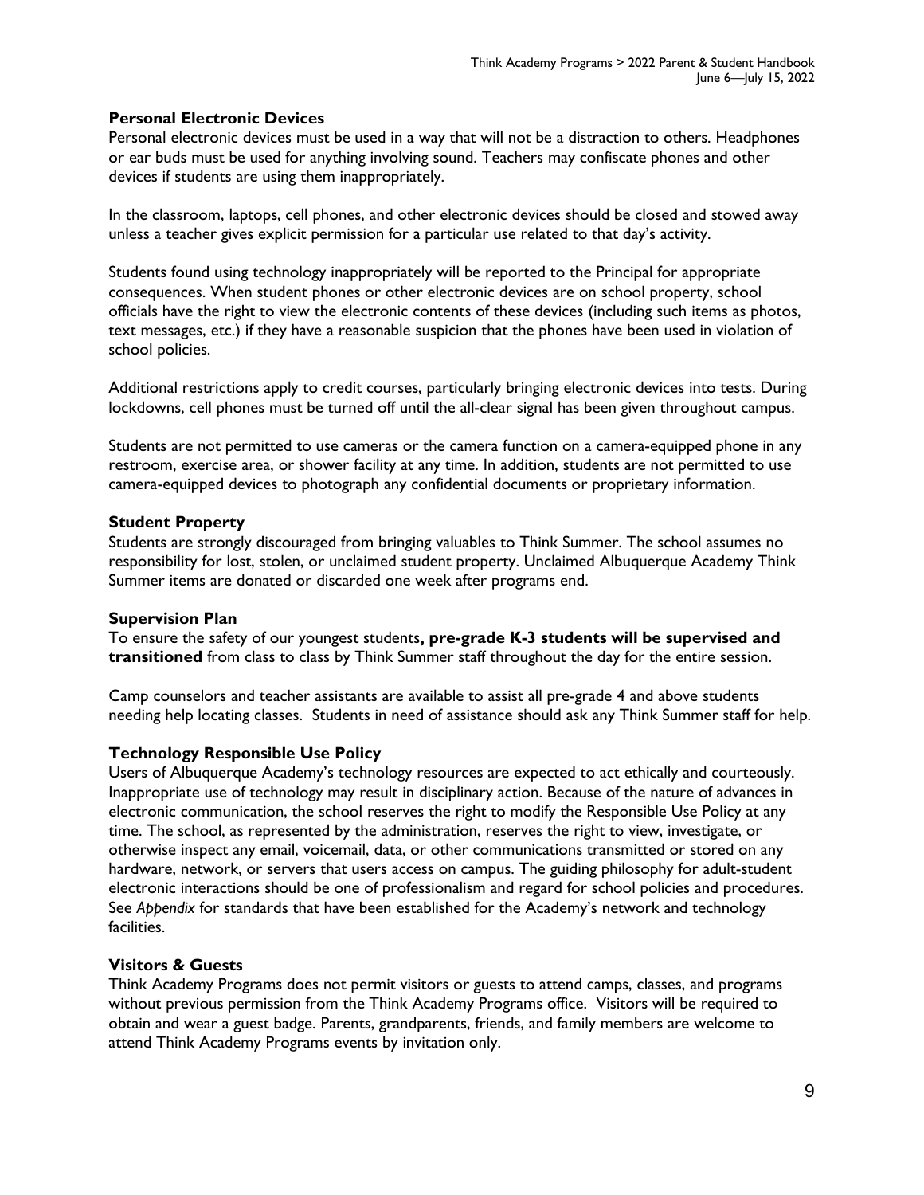### Personal Electronic Devices

Personal electronic devices must be used in a way that will not be a distraction to others. Headphones or ear buds must be used for anything involving sound. Teachers may confiscate phones and other devices if students are using them inappropriately.

In the classroom, laptops, cell phones, and other electronic devices should be closed and stowed away unless a teacher gives explicit permission for a particular use related to that day's activity.

Students found using technology inappropriately will be reported to the Principal for appropriate consequences. When student phones or other electronic devices are on school property, school officials have the right to view the electronic contents of these devices (including such items as photos, text messages, etc.) if they have a reasonable suspicion that the phones have been used in violation of school policies.

Additional restrictions apply to credit courses, particularly bringing electronic devices into tests. During lockdowns, cell phones must be turned off until the all-clear signal has been given throughout campus.

Students are not permitted to use cameras or the camera function on a camera-equipped phone in any restroom, exercise area, or shower facility at any time. In addition, students are not permitted to use camera-equipped devices to photograph any confidential documents or proprietary information.

### Student Property

Students are strongly discouraged from bringing valuables to Think Summer. The school assumes no responsibility for lost, stolen, or unclaimed student property. Unclaimed Albuquerque Academy Think Summer items are donated or discarded one week after programs end.

### Supervision Plan

To ensure the safety of our youngest students**, pre-grade K-3 students will be supervised and transitioned** from class to class by Think Summer staff throughout the day for the entire session.

Camp counselors and teacher assistants are available to assist all pre-grade 4 and above students needing help locating classes. Students in need of assistance should ask any Think Summer staff for help.

### Technology Responsible Use Policy

Users of Albuquerque Academy's technology resources are expected to act ethically and courteously. Inappropriate use of technology may result in disciplinary action. Because of the nature of advances in electronic communication, the school reserves the right to modify the Responsible Use Policy at any time. The school, as represented by the administration, reserves the right to view, investigate, or otherwise inspect any email, voicemail, data, or other communications transmitted or stored on any hardware, network, or servers that users access on campus. The guiding philosophy for adult-student electronic interactions should be one of professionalism and regard for school policies and procedures. See *Appendix* for standards that have been established for the Academy's network and technology facilities.

### Visitors & Guests

Think Academy Programs does not permit visitors or guests to attend camps, classes, and programs without previous permission from the Think Academy Programs office. Visitors will be required to obtain and wear a guest badge. Parents, grandparents, friends, and family members are welcome to attend Think Academy Programs events by invitation only.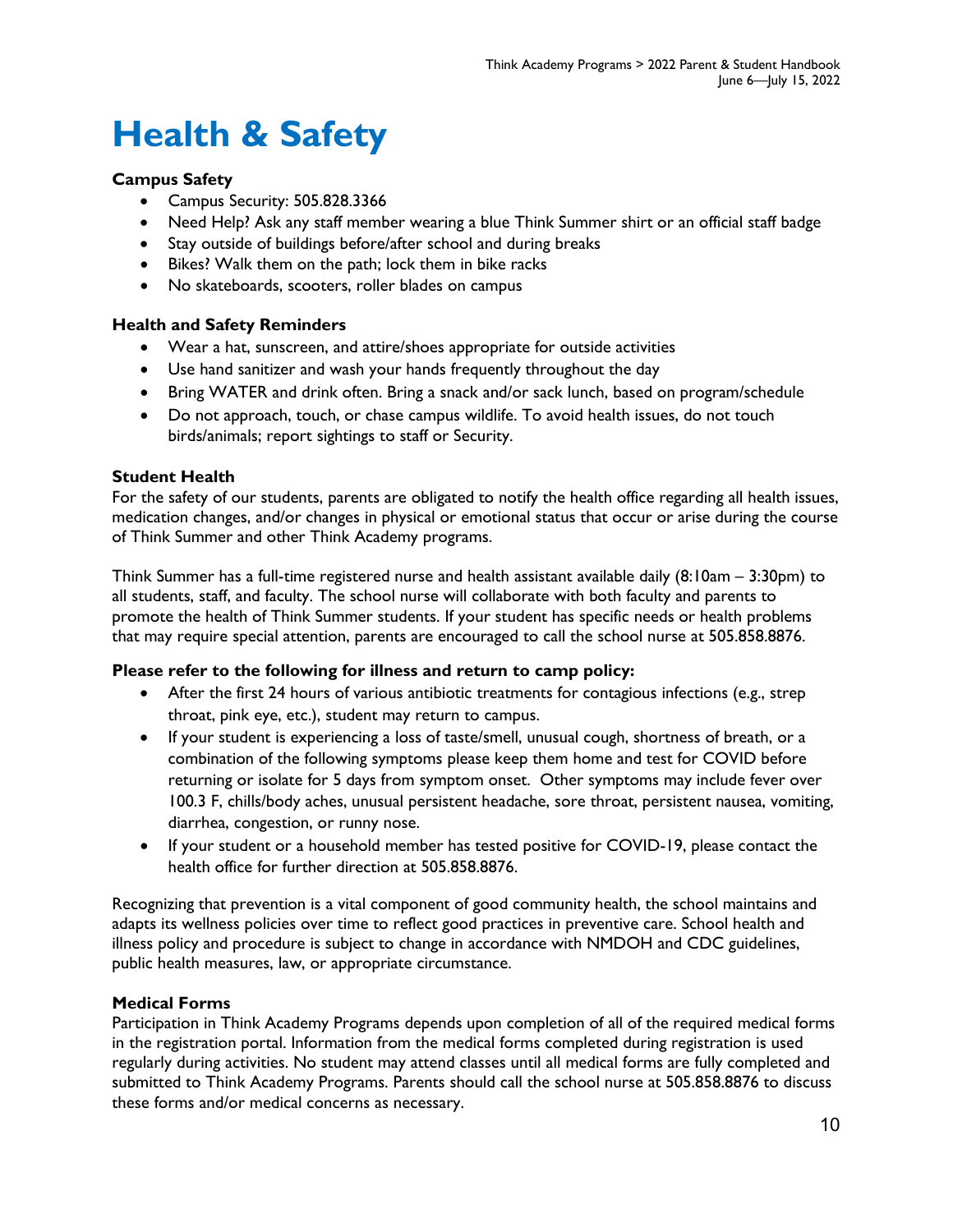# Health & Safety

**Campus Safety**

- Campus Security: 505.828.3366
- Need Help? Ask any staff member wearing a blue Think Summer shirt or an official staff badge
- Stay outside of buildings before/after school and during breaks
- Bikes? Walk them on the path; lock them in bike racks
- No skateboards, scooters, roller blades on campus

**Health and Safety Reminders**

- Wear a hat, sunscreen, and attire/shoes appropriate for outside activities
- Use hand sanitizer and wash your hands frequently throughout the day
- Bring WATER and drink often. Bring a snack and/or sack lunch, based on program/schedule
- Do not approach, touch, or chase campus wildlife. To avoid health issues, do not touch birds/animals; report sightings to staff or Security.

**Student Health**

For the safety of our students, parents are obligated to notify the health office regarding all health issues, medication changes, and/or changes in physical or emotional status that occur or arise during the course of Think Summer and other Think Academy programs.

Think Summer has a full-time registered nurse and health assistant available daily (8:10am – 3:30pm) to all students, staff, and faculty. The school nurse will collaborate with both faculty and parents to promote the health of Think Summer students. If your student has specific needs or health problems that may require special attention, parents are encouraged to call the school nurse at 505.858.8876.

**Please refer to the following for illness and return to camp policy:**

- After the first 24 hours of various antibiotic treatments for contagious infections (e.g., strep throat, pink eye, etc.), student may return to campus.
- If your student is experiencing a loss of taste/smell, unusual cough, shortness of breath, or a combination of the following symptoms please keep them home and test for COVID before returning or isolate for 5 days from symptom onset. Other symptoms may include fever over 100.3 F, chills/body aches, unusual persistent headache, sore throat, persistent nausea, vomiting, diarrhea, congestion, or runny nose.
- If your student or a household member has tested positive for COVID-19, please contact the health office for further direction at 505.858.8876.

Recognizing that prevention is a vital component of good community health, the school maintains and adapts its wellness policies over time to reflect good practices in preventive care. School health and illness policy and procedure is subject to change in accordance with NMDOH and CDC guidelines, public health measures, law, or appropriate circumstance.

**Medical Forms**

Participation in Think Academy Programs depends upon completion of all of the required medical forms in the registration portal. Information from the medical forms completed during registration is used regularly during activities. No student may attend classes until all medical forms are fully completed and submitted to Think Academy Programs. Parents should call the school nurse at 505.858.8876 to discuss these forms and/or medical concerns as necessary.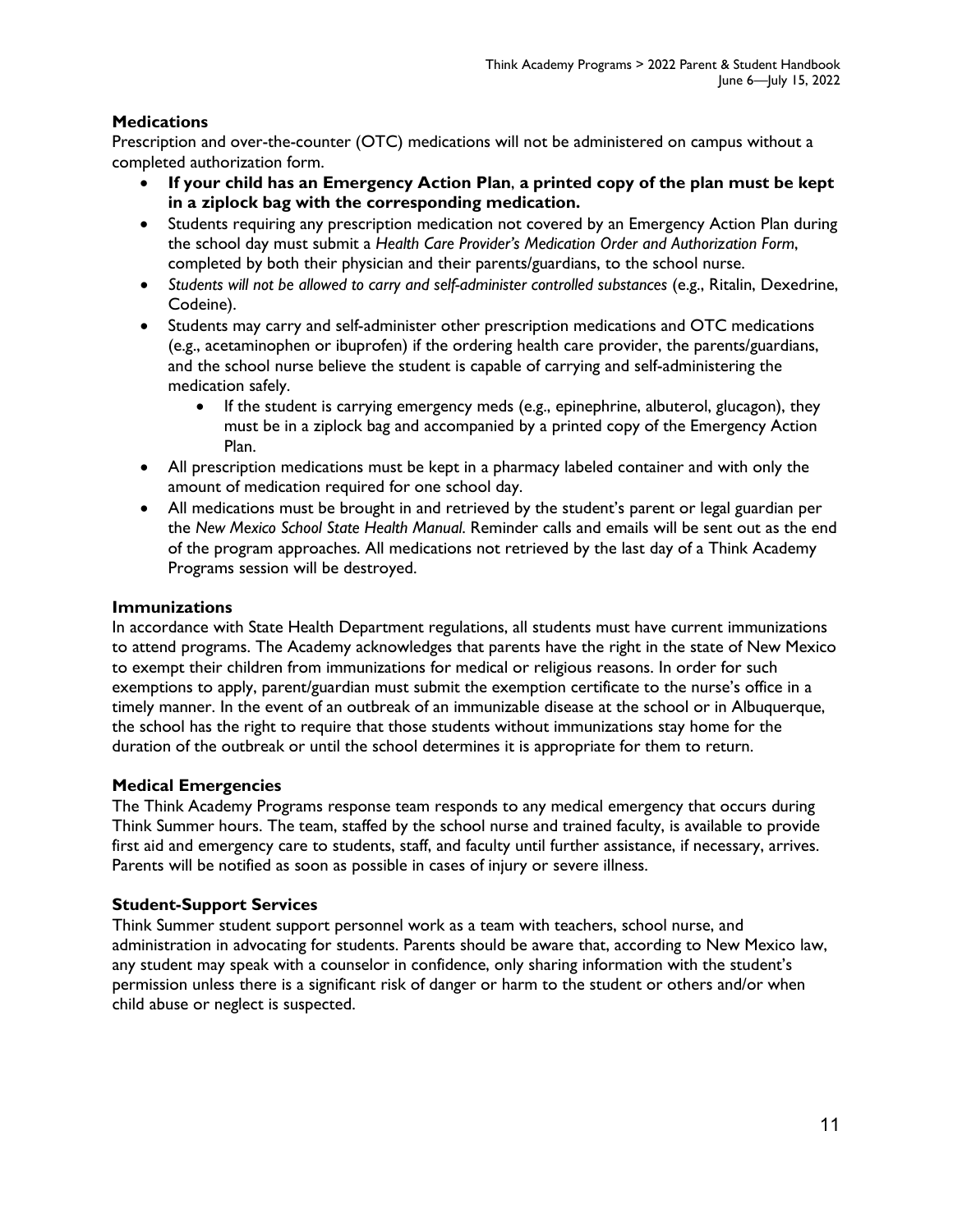## Medications

Prescription and over-the-counter (OTC) medications will not be administered on campus without a completed authorization form.

- **If your child has an Emergency Action Plan, a printed copy of the plan must be kept in a ziplock bag with the corresponding medication.**
- Students requiring any prescription medication not covered by an Emergency Action Plan during the school day must submit a *Health Care Provider's Medication Order and Authorization Form*, completed by both their physician and their parents/guardians, to the school nurse.
- *Students will not be allowed to carry and self-administer controlled substances* (e.g., Ritalin, Dexedrine, Codeine).
- Students may carry and self-administer other prescription medications and OTC medications (e.g., acetaminophen or ibuprofen) if the ordering health care provider, the parents/guardians, and the school nurse believe the student is capable of carrying and self-administering the medication safely.
    - If the student is carrying emergency meds (e.g., epinephrine, albuterol, glucagon), they must be in a ziplock bag and accompanied by a printed copy of the Emergency Action Plan.
- All prescription medications must be kept in a pharmacy labeled container and with only the amount of medication required for one school day.
- All medications must be brought in and retrieved by the student's parent or legal guardian per the *New Mexico School State Health Manual*. Reminder calls and emails will be sent out as the end of the program approaches. All medications not retrieved by the last day of a Think Academy Programs session will be destroyed.

## Immunizations

In accordance with State Health Department regulations, all students must have current immunizations to attend programs. The Academy acknowledges that parents have the right in the state of New Mexico to exempt their children from immunizations for medical or religious reasons. In order for such exemptions to apply, parent/guardian must submit the exemption certificate to the nurse's office in a timely manner. In the event of an outbreak of an immunizable disease at the school or in Albuquerque, the school has the right to require that those students without immunizations stay home for the duration of the outbreak or until the school determines it is appropriate for them to return.

## Medical Emergencies

The Think Academy Programs response team responds to any medical emergency that occurs during Think Summer hours. The team, staffed by the school nurse and trained faculty, is available to provide first aid and emergency care to students, staff, and faculty until further assistance, if necessary, arrives. Parents will be notified as soon as possible in cases of injury or severe illness.

## Student-Support Services

Think Summer student support personnel work as a team with teachers, school nurse, and administration in advocating for students. Parents should be aware that, according to New Mexico law, any student may speak with a counselor in confidence, only sharing information with the student's permission unless there is a significant risk of danger or harm to the student or others and/or when child abuse or neglect is suspected.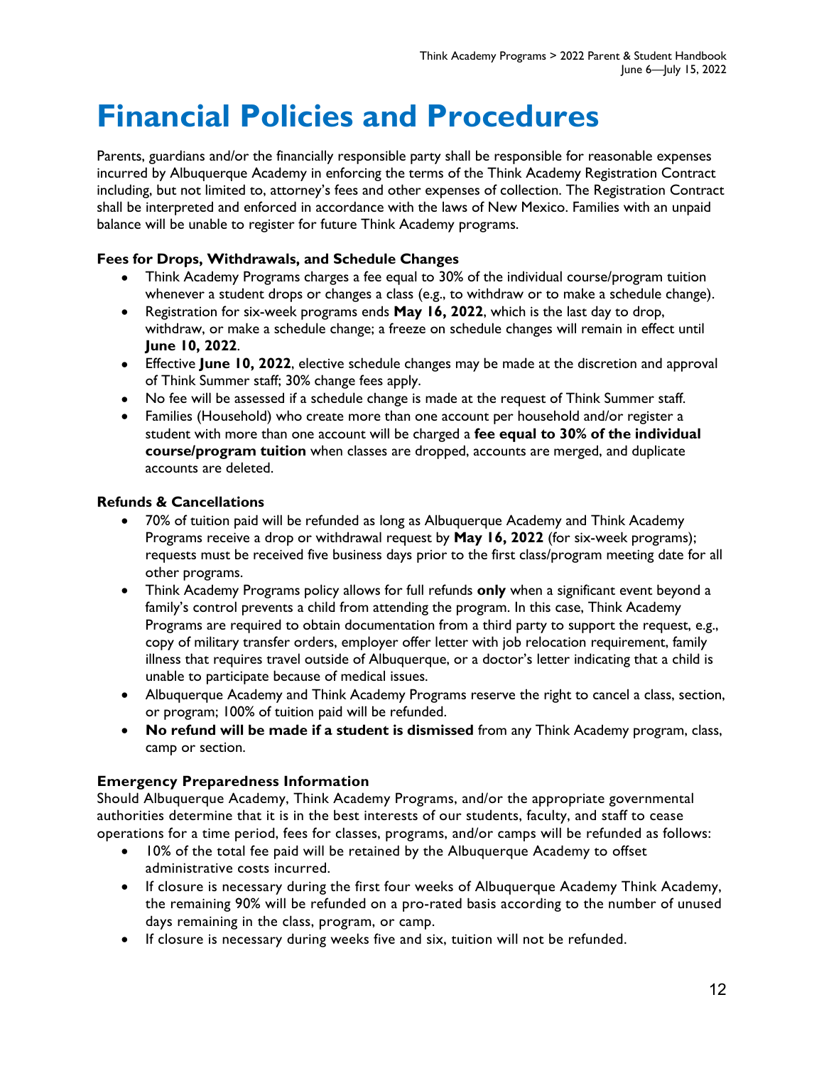# Financial Policies and Procedures

Parents, guardians and/or the financially responsible party shall be responsible for reasonable expenses incurred by Albuquerque Academy in enforcing the terms of the Think Academy Registration Contract including, but not limited to, attorney's fees and other expenses of collection. The Registration Contract shall be interpreted and enforced in accordance with the laws of New Mexico. Families with an unpaid balance will be unable to register for future Think Academy programs.

**Fees for Drops, Withdrawals, and Schedule Changes**

- Think Academy Programs charges a fee equal to 30% of the individual course/program tuition whenever a student drops or changes a class (e.g., to withdraw or to make a schedule change).
- Registration for six-week programs ends **May 16, 2022**, which is the last day to drop, withdraw, or make a schedule change; a freeze on schedule changes will remain in effect until **June 10, 2022**.
- Effective **June 10, 2022**, elective schedule changes may be made at the discretion and approval of Think Summer staff; 30% change fees apply.
- No fee will be assessed if a schedule change is made at the request of Think Summer staff.
- Families (Household) who create more than one account per household and/or register a student with more than one account will be charged a **fee equal to 30% of the individual course/program tuition** when classes are dropped, accounts are merged, and duplicate accounts are deleted.

**Refunds & Cancellations**

- 70% of tuition paid will be refunded as long as Albuquerque Academy and Think Academy Programs receive a drop or withdrawal request by **May 16, 2022** (for six-week programs); requests must be received five business days prior to the first class/program meeting date for all other programs.
- Think Academy Programs policy allows for full refunds **only** when a significant event beyond a family's control prevents a child from attending the program. In this case, Think Academy Programs are required to obtain documentation from a third party to support the request, e.g., copy of military transfer orders, employer offer letter with job relocation requirement, family illness that requires travel outside of Albuquerque, or a doctor's letter indicating that a child is unable to participate because of medical issues.
- Albuquerque Academy and Think Academy Programs reserve the right to cancel a class, section, or program; 100% of tuition paid will be refunded.
- **No refund will be made if a student is dismissed** from any Think Academy program, class, camp or section.

**Emergency Preparedness Information**

Should Albuquerque Academy, Think Academy Programs, and/or the appropriate governmental authorities determine that it is in the best interests of our students, faculty, and staff to cease operations for a time period, fees for classes, programs, and/or camps will be refunded as follows:

- 10% of the total fee paid will be retained by the Albuquerque Academy to offset administrative costs incurred.
- If closure is necessary during the first four weeks of Albuquerque Academy Think Academy, the remaining 90% will be refunded on a pro-rated basis according to the number of unused days remaining in the class, program, or camp.
- If closure is necessary during weeks five and six, tuition will not be refunded.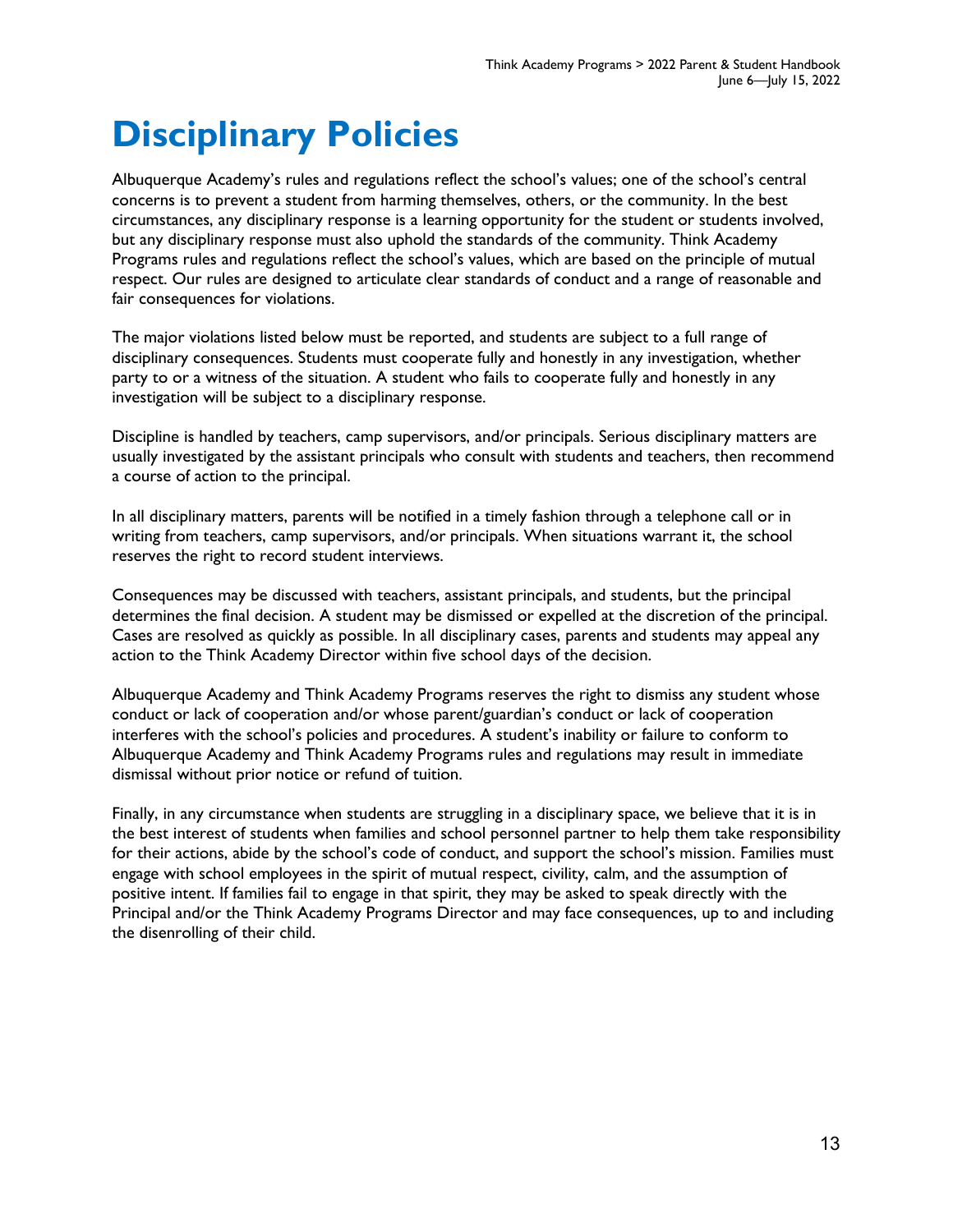# Disciplinary Policies

Albuquerque Academy's rules and regulations reflect the school's values; one of the school's central concerns is to prevent a student from harming themselves, others, or the community. In the best circumstances, any disciplinary response is a learning opportunity for the student or students involved, but any disciplinary response must also uphold the standards of the community. Think Academy Programs rules and regulations reflect the school's values, which are based on the principle of mutual respect. Our rules are designed to articulate clear standards of conduct and a range of reasonable and fair consequences for violations.

The major violations listed below must be reported, and students are subject to a full range of disciplinary consequences. Students must cooperate fully and honestly in any investigation, whether party to or a witness of the situation. A student who fails to cooperate fully and honestly in any investigation will be subject to a disciplinary response.

Discipline is handled by teachers, camp supervisors, and/or principals. Serious disciplinary matters are usually investigated by the assistant principals who consult with students and teachers, then recommend a course of action to the principal.

In all disciplinary matters, parents will be notified in a timely fashion through a telephone call or in writing from teachers, camp supervisors, and/or principals. When situations warrant it, the school reserves the right to record student interviews.

Consequences may be discussed with teachers, assistant principals, and students, but the principal determines the final decision. A student may be dismissed or expelled at the discretion of the principal. Cases are resolved as quickly as possible. In all disciplinary cases, parents and students may appeal any action to the Think Academy Director within five school days of the decision.

Albuquerque Academy and Think Academy Programs reserves the right to dismiss any student whose conduct or lack of cooperation and/or whose parent/guardian's conduct or lack of cooperation interferes with the school's policies and procedures. A student's inability or failure to conform to Albuquerque Academy and Think Academy Programs rules and regulations may result in immediate dismissal without prior notice or refund of tuition.

Finally, in any circumstance when students are struggling in a disciplinary space, we believe that it is in the best interest of students when families and school personnel partner to help them take responsibility for their actions, abide by the school's code of conduct, and support the school's mission. Families must engage with school employees in the spirit of mutual respect, civility, calm, and the assumption of positive intent. If families fail to engage in that spirit, they may be asked to speak directly with the Principal and/or the Think Academy Programs Director and may face consequences, up to and including the disenrolling of their child.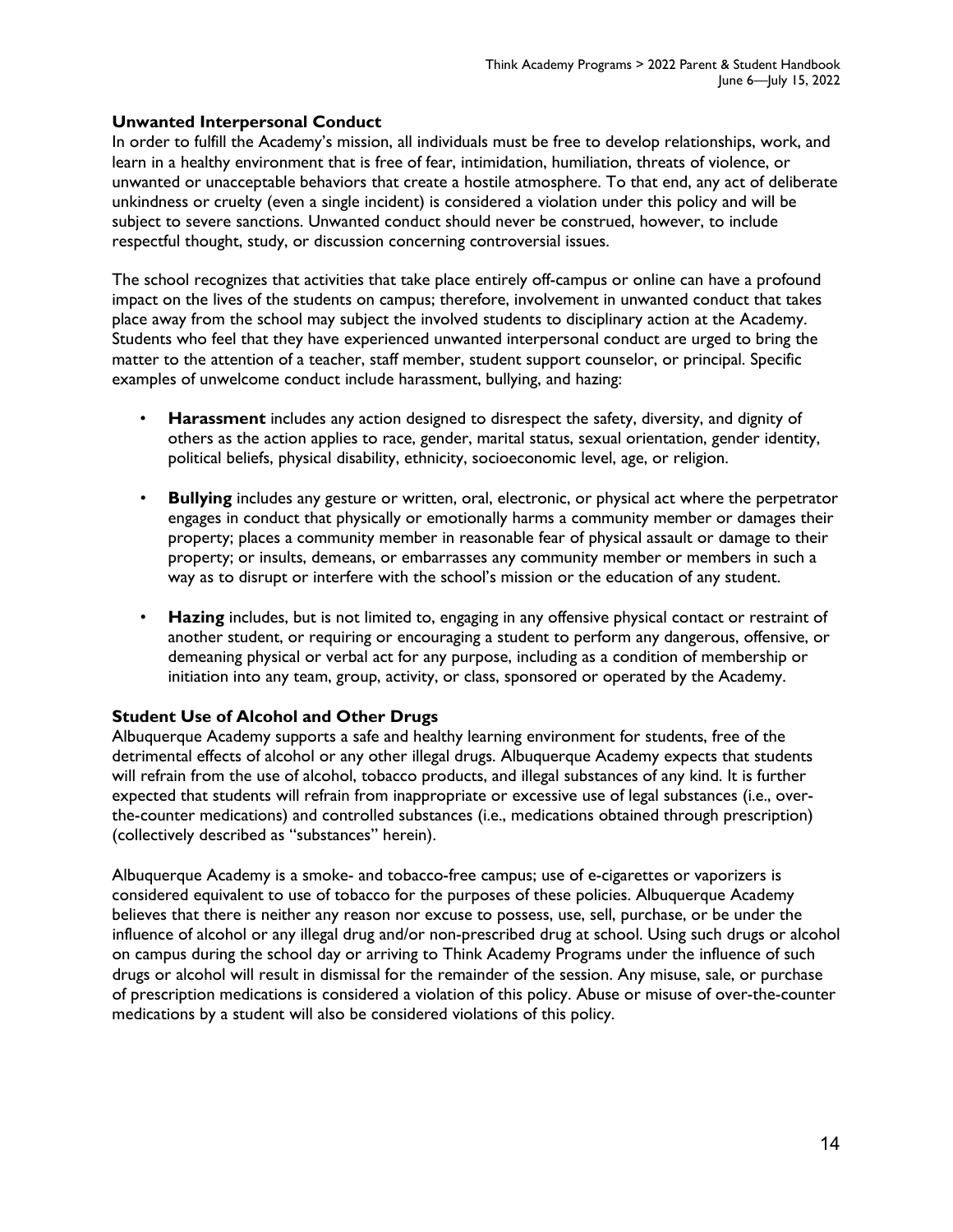### Unwanted Interpersonal Conduct

In order to fulfill the Academy's mission, all individuals must be free to develop relationships, work, and learn in a healthy environment that is free of fear, intimidation, humiliation, threats of violence, or unwanted or unacceptable behaviors that create a hostile atmosphere. To that end, any act of deliberate unkindness or cruelty (even a single incident) is considered a violation under this policy and will be subject to severe sanctions. Unwanted conduct should never be construed, however, to include respectful thought, study, or discussion concerning controversial issues.

The school recognizes that activities that take place entirely off-campus or online can have a profound impact on the lives of the students on campus; therefore, involvement in unwanted conduct that takes place away from the school may subject the involved students to disciplinary action at the Academy. Students who feel that they have experienced unwanted interpersonal conduct are urged to bring the matter to the attention of a teacher, staff member, student support counselor, or principal. Specific examples of unwelcome conduct include harassment, bullying, and hazing:

- **Harassment** includes any action designed to disrespect the safety, diversity, and dignity of others as the action applies to race, gender, marital status, sexual orientation, gender identity, political beliefs, physical disability, ethnicity, socioeconomic level, age, or religion.
- **Bullying** includes any gesture or written, oral, electronic, or physical act where the perpetrator engages in conduct that physically or emotionally harms a community member or damages their property; places a community member in reasonable fear of physical assault or damage to their property; or insults, demeans, or embarrasses any community member or members in such a way as to disrupt or interfere with the school's mission or the education of any student.
- **Hazing** includes, but is not limited to, engaging in any offensive physical contact or restraint of another student, or requiring or encouraging a student to perform any dangerous, offensive, or demeaning physical or verbal act for any purpose, including as a condition of membership or initiation into any team, group, activity, or class, sponsored or operated by the Academy.

### Student Use of Alcohol and Other Drugs

Albuquerque Academy supports a safe and healthy learning environment for students, free of the detrimental effects of alcohol or any other illegal drugs. Albuquerque Academy expects that students will refrain from the use of alcohol, tobacco products, and illegal substances of any kind. It is further expected that students will refrain from inappropriate or excessive use of legal substances (i.e., over-the-counter medications) and controlled substances (i.e., medications obtained through prescription) (collectively described as "substances" herein).

Albuquerque Academy is a smoke- and tobacco-free campus; use of e-cigarettes or vaporizers is considered equivalent to use of tobacco for the purposes of these policies. Albuquerque Academy believes that there is neither any reason nor excuse to possess, use, sell, purchase, or be under the influence of alcohol or any illegal drug and/or non-prescribed drug at school. Using such drugs or alcohol on campus during the school day or arriving to Think Academy Programs under the influence of such drugs or alcohol will result in dismissal for the remainder of the session. Any misuse, sale, or purchase of prescription medications is considered a violation of this policy. Abuse or misuse of over-the-counter medications by a student will also be considered violations of this policy.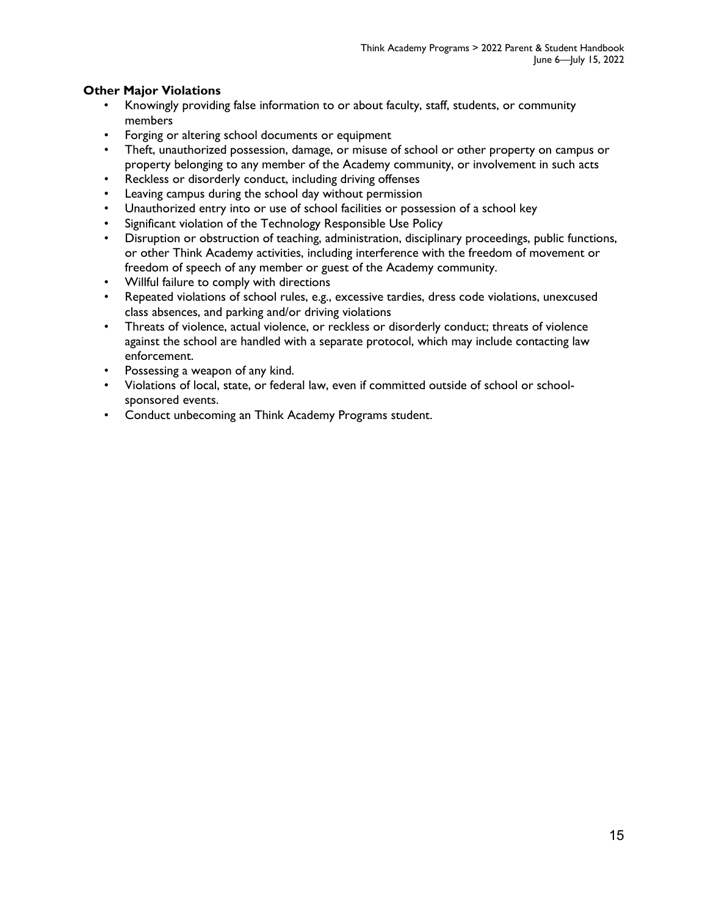**Other Major Violations**

- Knowingly providing false information to or about faculty, staff, students, or community members
- Forging or altering school documents or equipment
- Theft, unauthorized possession, damage, or misuse of school or other property on campus or property belonging to any member of the Academy community, or involvement in such acts
- Reckless or disorderly conduct, including driving offenses
- Leaving campus during the school day without permission
- Unauthorized entry into or use of school facilities or possession of a school key
- Significant violation of the Technology Responsible Use Policy
- Disruption or obstruction of teaching, administration, disciplinary proceedings, public functions, or other Think Academy activities, including interference with the freedom of movement or freedom of speech of any member or guest of the Academy community.
- Willful failure to comply with directions
- Repeated violations of school rules, e.g., excessive tardies, dress code violations, unexcused class absences, and parking and/or driving violations
- Threats of violence, actual violence, or reckless or disorderly conduct; threats of violence against the school are handled with a separate protocol, which may include contacting law enforcement.
- Possessing a weapon of any kind.
- Violations of local, state, or federal law, even if committed outside of school or school-sponsored events.
- Conduct unbecoming an Think Academy Programs student.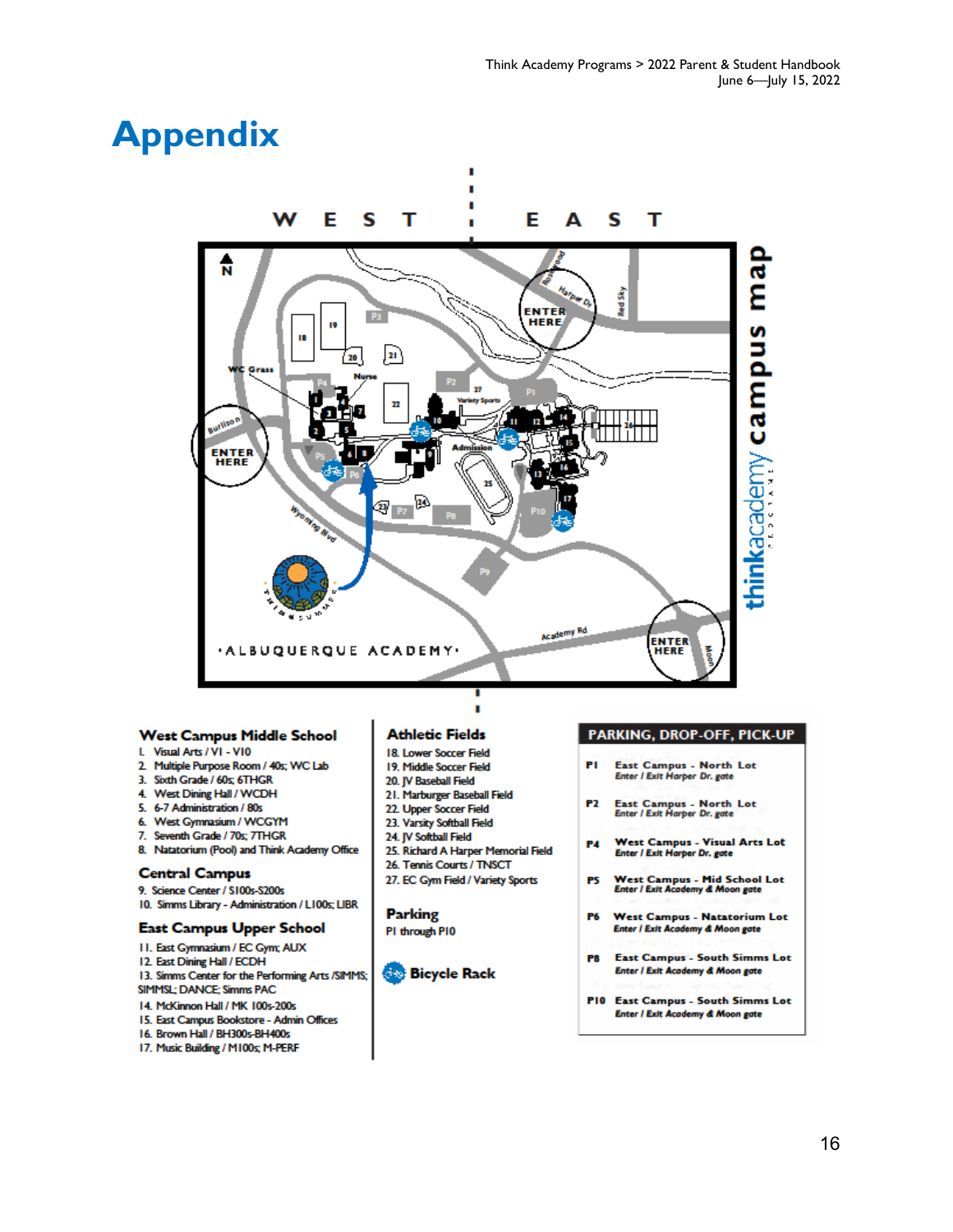# Appendix

## West Campus Middle School

1. Visual Arts / VI - V10
2. Multiple Purpose Room / 40s; WC Lab
3. Sixth Grade / 60s; 6THGR
4. West Dining Hall / WCDH
5. 6-7 Administration / 80s
6. West Gymnasium / WCGYM
7. Seventh Grade / 70s; 7THGR
8. Natatorium (Pool) and Think Academy Office

## Central Campus

9. Science Center / S100s-S200s
10. Simms Library - Administration / L100s; LIBR

## East Campus Upper School

11. East Gymnasium / EC Gym; AUX
12. East Dining Hall / ECDH
13. Simms Center for the Performing Arts /SIMMS; SIMMSL; DANCE; Simms PAC
14. McKinnon Hall / MK 100s-200s
15. East Campus Bookstore - Admin Offices
16. Brown Hall / BH300s-BH400s
17. Music Building / M100s; M-PERF

## Athletic Fields

18. Lower Soccer Field
19. Middle Soccer Field
20. JV Baseball Field
21. Marburger Baseball Field
22. Upper Soccer Field
23. Varsity Softball Field
24. JV Softball Field
25. Richard A Harper Memorial Field
26. Tennis Courts / TNSCT
27. EC Gym Field / Variety Sports

## Parking

P1 through P10

## Bicycle Rack

## PARKING, DROP-OFF, PICK-UP

| | |
|---|---|
| P1 | East Campus - North Lot<br>*Enter / Exit Harper Dr. gate* |
| P2 | East Campus - North Lot<br>*Enter / Exit Harper Dr. gate* |
| P4 | West Campus - Visual Arts Lot<br>*Enter / Exit Harper Dr. gate* |
| P5 | West Campus - Mid School Lot<br>*Enter / Exit Academy & Moon gate* |
| P6 | West Campus - Natatorium Lot<br>*Enter / Exit Academy & Moon gate* |
| P8 | East Campus - South Simms Lot<br>*Enter / Exit Academy & Moon gate* |
| P10 | East Campus - South Simms Lot<br>*Enter / Exit Academy & Moon gate* |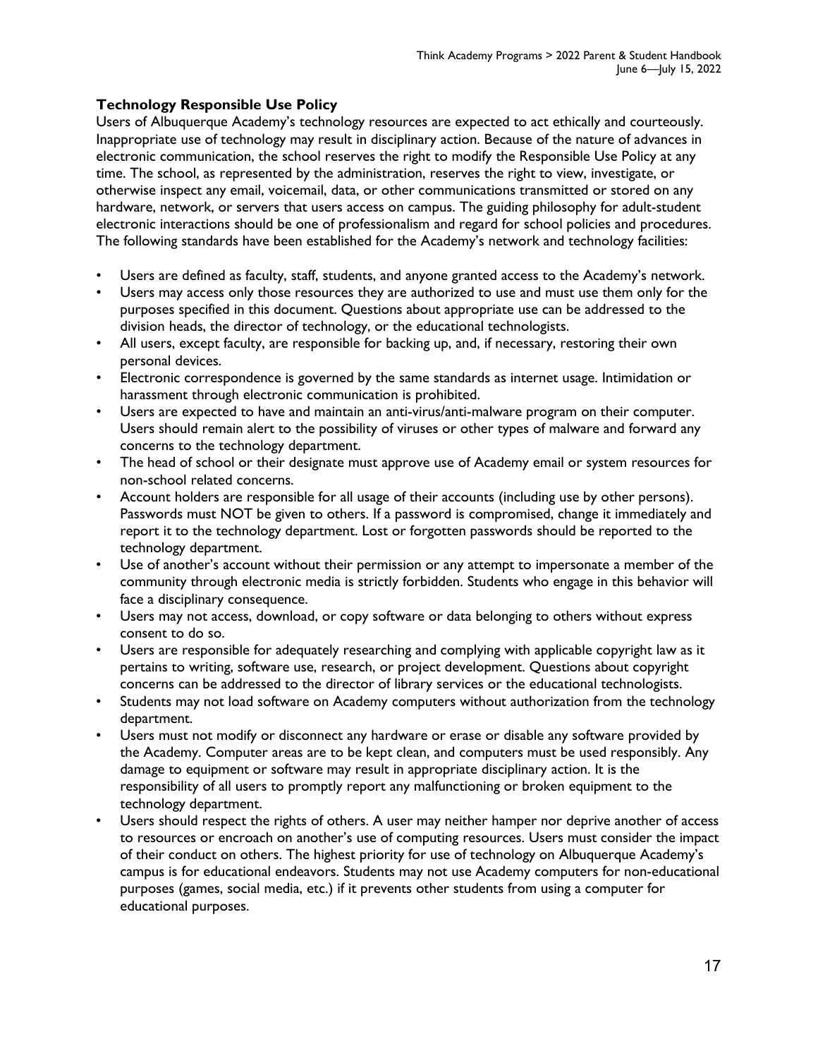**Technology Responsible Use Policy**

Users of Albuquerque Academy's technology resources are expected to act ethically and courteously. Inappropriate use of technology may result in disciplinary action. Because of the nature of advances in electronic communication, the school reserves the right to modify the Responsible Use Policy at any time. The school, as represented by the administration, reserves the right to view, investigate, or otherwise inspect any email, voicemail, data, or other communications transmitted or stored on any hardware, network, or servers that users access on campus. The guiding philosophy for adult-student electronic interactions should be one of professionalism and regard for school policies and procedures. The following standards have been established for the Academy's network and technology facilities:

- Users are defined as faculty, staff, students, and anyone granted access to the Academy's network.
- Users may access only those resources they are authorized to use and must use them only for the purposes specified in this document. Questions about appropriate use can be addressed to the division heads, the director of technology, or the educational technologists.
- All users, except faculty, are responsible for backing up, and, if necessary, restoring their own personal devices.
- Electronic correspondence is governed by the same standards as internet usage. Intimidation or harassment through electronic communication is prohibited.
- Users are expected to have and maintain an anti-virus/anti-malware program on their computer. Users should remain alert to the possibility of viruses or other types of malware and forward any concerns to the technology department.
- The head of school or their designate must approve use of Academy email or system resources for non-school related concerns.
- Account holders are responsible for all usage of their accounts (including use by other persons). Passwords must NOT be given to others. If a password is compromised, change it immediately and report it to the technology department. Lost or forgotten passwords should be reported to the technology department.
- Use of another's account without their permission or any attempt to impersonate a member of the community through electronic media is strictly forbidden. Students who engage in this behavior will face a disciplinary consequence.
- Users may not access, download, or copy software or data belonging to others without express consent to do so.
- Users are responsible for adequately researching and complying with applicable copyright law as it pertains to writing, software use, research, or project development. Questions about copyright concerns can be addressed to the director of library services or the educational technologists.
- Students may not load software on Academy computers without authorization from the technology department.
- Users must not modify or disconnect any hardware or erase or disable any software provided by the Academy. Computer areas are to be kept clean, and computers must be used responsibly. Any damage to equipment or software may result in appropriate disciplinary action. It is the responsibility of all users to promptly report any malfunctioning or broken equipment to the technology department.
- Users should respect the rights of others. A user may neither hamper nor deprive another of access to resources or encroach on another's use of computing resources. Users must consider the impact of their conduct on others. The highest priority for use of technology on Albuquerque Academy's campus is for educational endeavors. Students may not use Academy computers for non-educational purposes (games, social media, etc.) if it prevents other students from using a computer for educational purposes.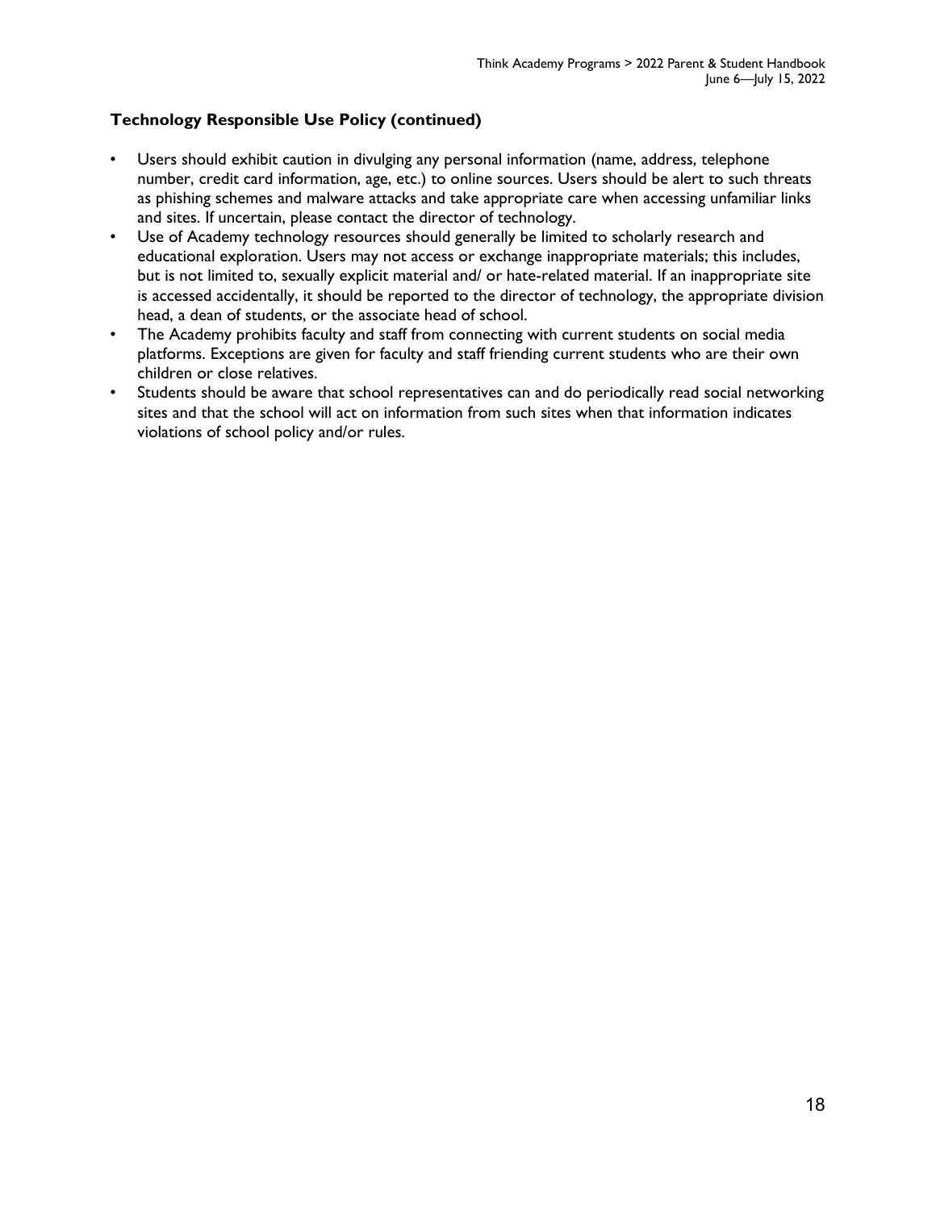### Technology Responsible Use Policy (continued)

- Users should exhibit caution in divulging any personal information (name, address, telephone number, credit card information, age, etc.) to online sources. Users should be alert to such threats as phishing schemes and malware attacks and take appropriate care when accessing unfamiliar links and sites. If uncertain, please contact the director of technology.
- Use of Academy technology resources should generally be limited to scholarly research and educational exploration. Users may not access or exchange inappropriate materials; this includes, but is not limited to, sexually explicit material and/ or hate-related material. If an inappropriate site is accessed accidentally, it should be reported to the director of technology, the appropriate division head, a dean of students, or the associate head of school.
- The Academy prohibits faculty and staff from connecting with current students on social media platforms. Exceptions are given for faculty and staff friending current students who are their own children or close relatives.
- Students should be aware that school representatives can and do periodically read social networking sites and that the school will act on information from such sites when that information indicates violations of school policy and/or rules.